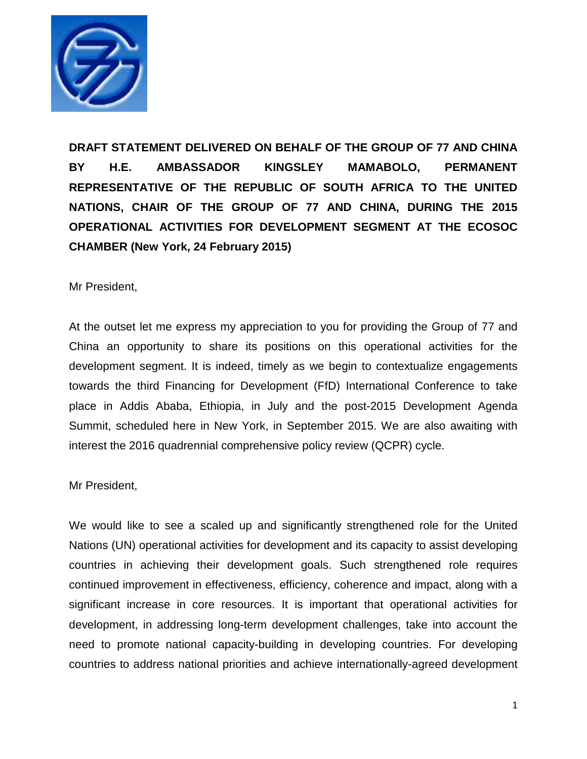**DRAFT STATEMENT DELIVERED ON BEHALF OF THE GROUP OF 77 AND CHINA BY H.E. AMBASSADOR KINGSLEY MAMABOLO, PERMANENT REPRESENTATIVE OF THE REPUBLIC OF SOUTH AFRICA TO THE UNITED NATIONS, CHAIR OF THE GROUP OF 77 AND CHINA, DURING THE 2015 OPERATIONAL ACTIVITIES FOR DEVELOPMENT SEGMENT AT THE ECOSOC CHAMBER (New York, 24 February 2015)**

Mr President,

At the outset let me express my appreciation to you for providing the Group of 77 and China an opportunity to share its positions on this operational activities for the development segment. It is indeed, timely as we begin to contextualize engagements towards the third Financing for Development (FfD) International Conference to take place in Addis Ababa, Ethiopia, in July and the post-2015 Development Agenda Summit, scheduled here in New York, in September 2015. We are also awaiting with interest the 2016 quadrennial comprehensive policy review (QCPR) cycle.

Mr President,

We would like to see a scaled up and significantly strengthened role for the United Nations (UN) operational activities for development and its capacity to assist developing countries in achieving their development goals. Such strengthened role requires continued improvement in effectiveness, efficiency, coherence and impact, along with a significant increase in core resources. It is important that operational activities for development, in addressing long-term development challenges, take into account the need to promote national capacity-building in developing countries. For developing countries to address national priorities and achieve internationally-agreed development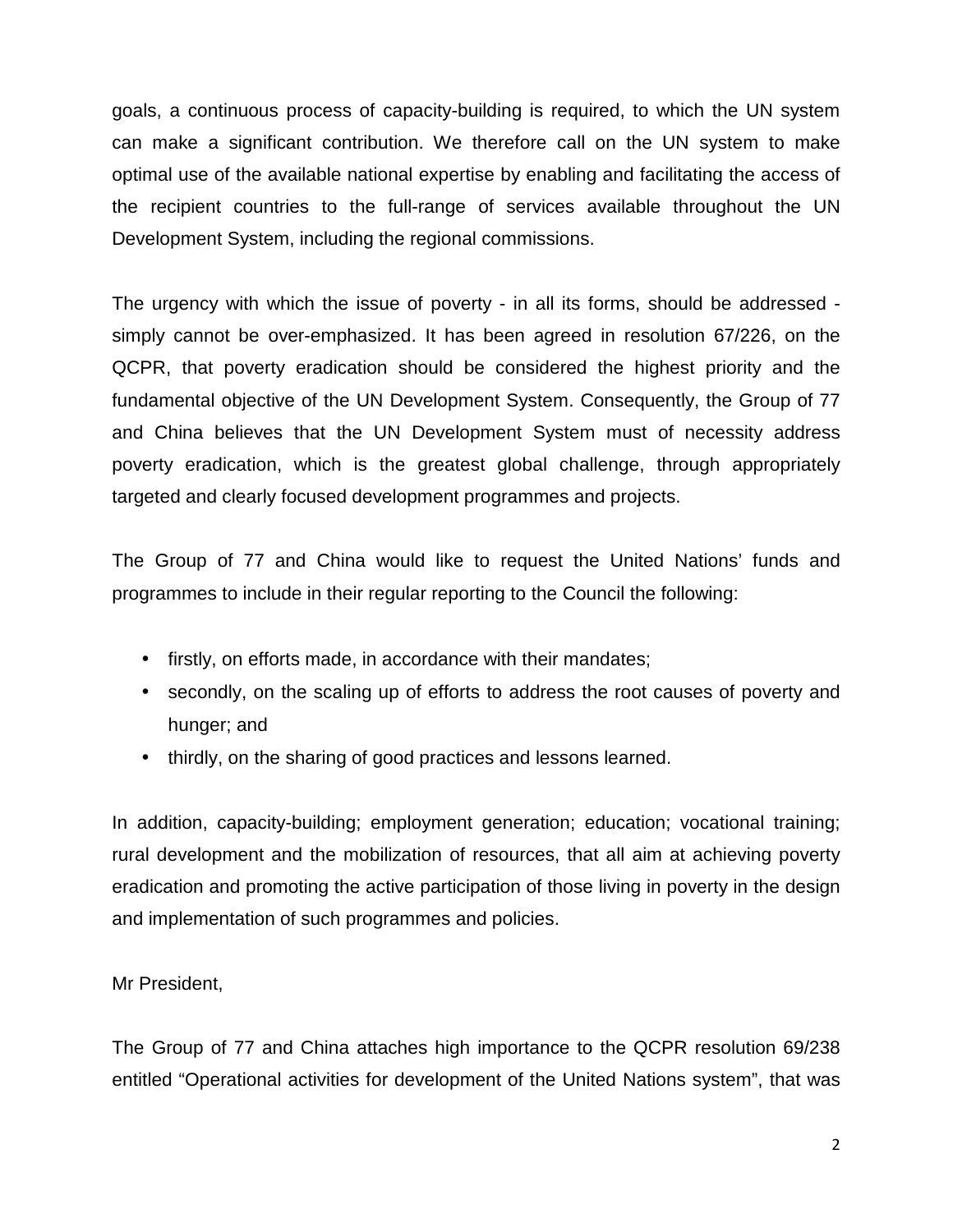goals, a continuous process of capacity-building is required, to which the UN system can make a significant contribution. We therefore call on the UN system to make optimal use of the available national expertise by enabling and facilitating the access of the recipient countries to the full-range of services available throughout the UN Development System, including the regional commissions.

The urgency with which the issue of poverty - in all its forms, should be addressed - simply cannot be over-emphasized. It has been agreed in resolution 67/226, on the QCPR, that poverty eradication should be considered the highest priority and the fundamental objective of the UN Development System. Consequently, the Group of 77 and China believes that the UN Development System must of necessity address poverty eradication, which is the greatest global challenge, through appropriately targeted and clearly focused development programmes and projects.

The Group of 77 and China would like to request the United Nations' funds and programmes to include in their regular reporting to the Council the following:

- firstly, on efforts made, in accordance with their mandates;
- secondly, on the scaling up of efforts to address the root causes of poverty and hunger; and
- thirdly, on the sharing of good practices and lessons learned.

In addition, capacity-building; employment generation; education; vocational training; rural development and the mobilization of resources, that all aim at achieving poverty eradication and promoting the active participation of those living in poverty in the design and implementation of such programmes and policies.

Mr President,

The Group of 77 and China attaches high importance to the QCPR resolution 69/238 entitled "Operational activities for development of the United Nations system", that was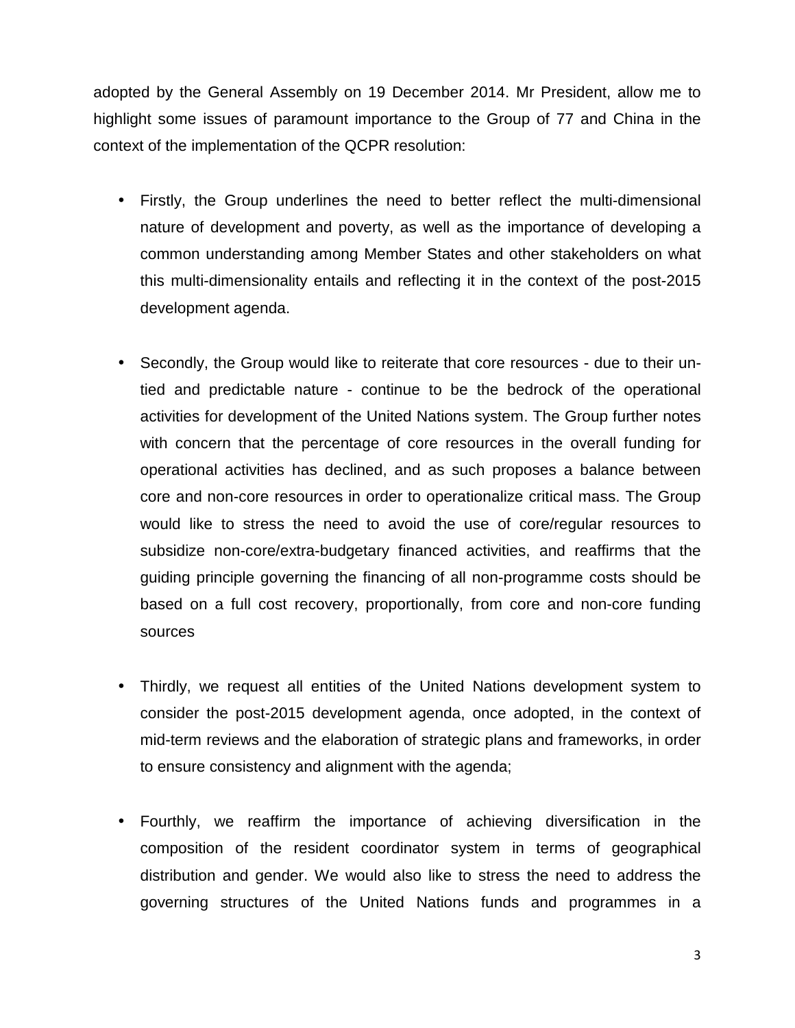adopted by the General Assembly on 19 December 2014. Mr President, allow me to highlight some issues of paramount importance to the Group of 77 and China in the context of the implementation of the QCPR resolution:

- Firstly, the Group underlines the need to better reflect the multi-dimensional nature of development and poverty, as well as the importance of developing a common understanding among Member States and other stakeholders on what this multi-dimensionality entails and reflecting it in the context of the post-2015 development agenda.

- Secondly, the Group would like to reiterate that core resources - due to their un-tied and predictable nature - continue to be the bedrock of the operational activities for development of the United Nations system. The Group further notes with concern that the percentage of core resources in the overall funding for operational activities has declined, and as such proposes a balance between core and non-core resources in order to operationalize critical mass. The Group would like to stress the need to avoid the use of core/regular resources to subsidize non-core/extra-budgetary financed activities, and reaffirms that the guiding principle governing the financing of all non-programme costs should be based on a full cost recovery, proportionally, from core and non-core funding sources

- Thirdly, we request all entities of the United Nations development system to consider the post-2015 development agenda, once adopted, in the context of mid-term reviews and the elaboration of strategic plans and frameworks, in order to ensure consistency and alignment with the agenda;

- Fourthly, we reaffirm the importance of achieving diversification in the composition of the resident coordinator system in terms of geographical distribution and gender. We would also like to stress the need to address the governing structures of the United Nations funds and programmes in a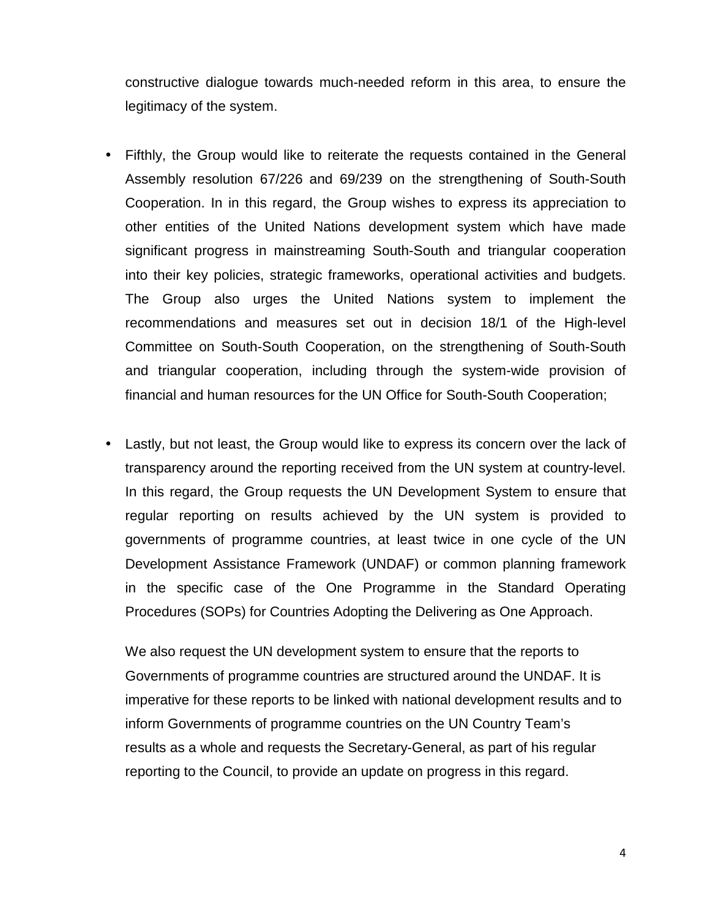constructive dialogue towards much-needed reform in this area, to ensure the legitimacy of the system.

- Fifthly, the Group would like to reiterate the requests contained in the General Assembly resolution 67/226 and 69/239 on the strengthening of South-South Cooperation. In in this regard, the Group wishes to express its appreciation to other entities of the United Nations development system which have made significant progress in mainstreaming South-South and triangular cooperation into their key policies, strategic frameworks, operational activities and budgets. The Group also urges the United Nations system to implement the recommendations and measures set out in decision 18/1 of the High-level Committee on South-South Cooperation, on the strengthening of South-South and triangular cooperation, including through the system-wide provision of financial and human resources for the UN Office for South-South Cooperation;

- Lastly, but not least, the Group would like to express its concern over the lack of transparency around the reporting received from the UN system at country-level. In this regard, the Group requests the UN Development System to ensure that regular reporting on results achieved by the UN system is provided to governments of programme countries, at least twice in one cycle of the UN Development Assistance Framework (UNDAF) or common planning framework in the specific case of the One Programme in the Standard Operating Procedures (SOPs) for Countries Adopting the Delivering as One Approach.

  We also request the UN development system to ensure that the reports to Governments of programme countries are structured around the UNDAF. It is imperative for these reports to be linked with national development results and to inform Governments of programme countries on the UN Country Team's results as a whole and requests the Secretary-General, as part of his regular reporting to the Council, to provide an update on progress in this regard.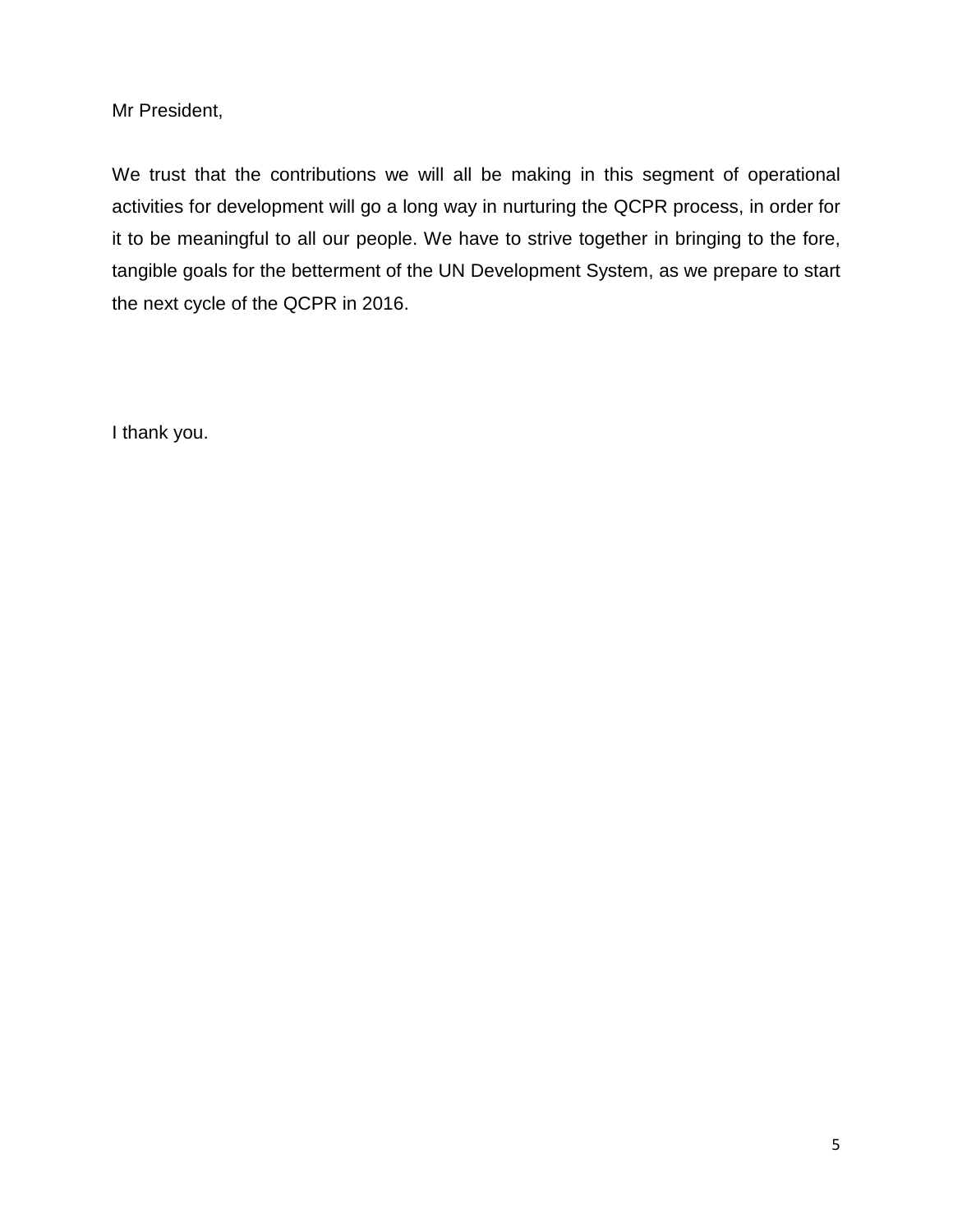Mr President,

We trust that the contributions we will all be making in this segment of operational activities for development will go a long way in nurturing the QCPR process, in order for it to be meaningful to all our people. We have to strive together in bringing to the fore, tangible goals for the betterment of the UN Development System, as we prepare to start the next cycle of the QCPR in 2016.

I thank you.